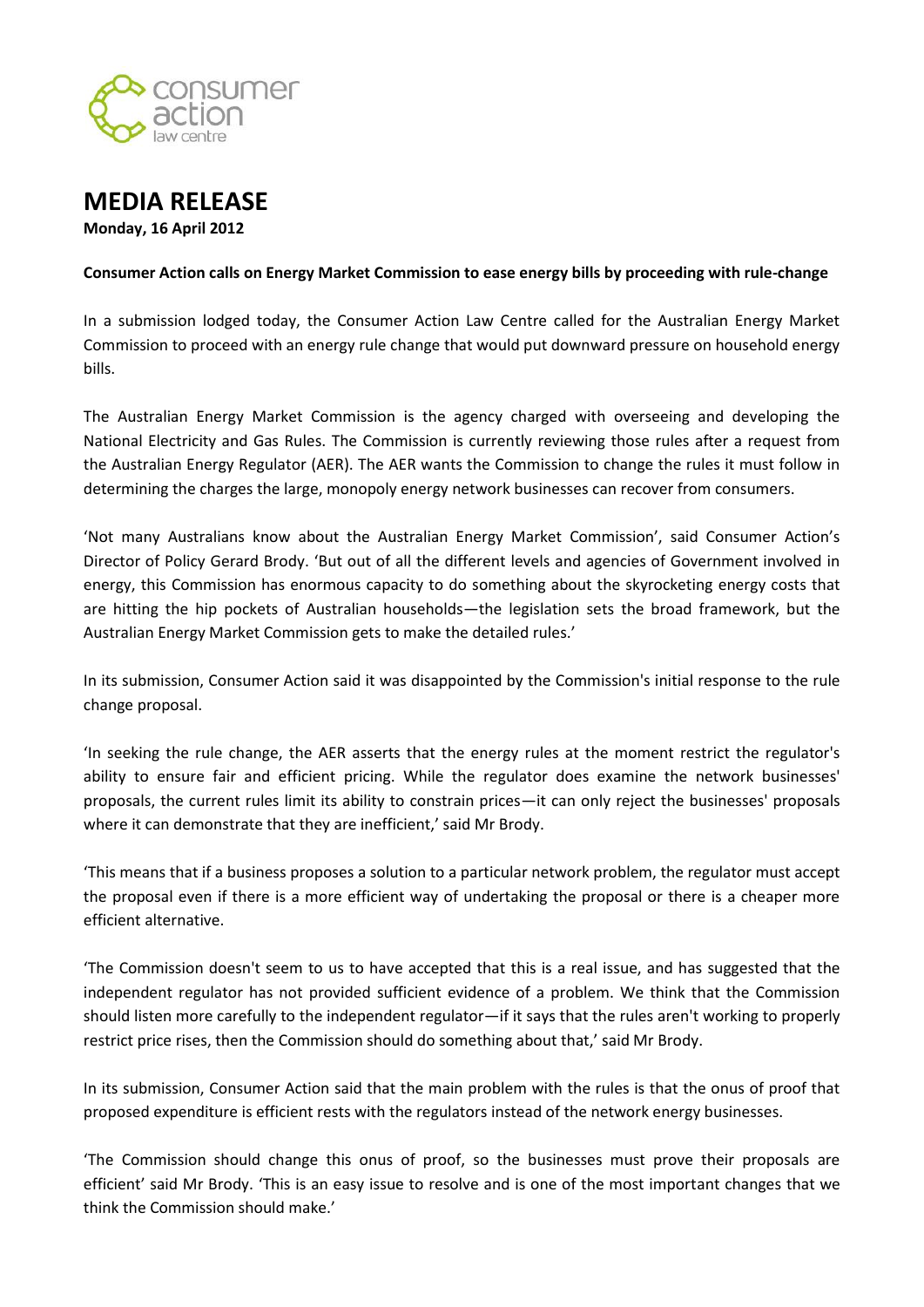# MEDIA RELEASE

**Monday, 16 April 2012**

**Consumer Action calls on Energy Market Commission to ease energy bills by proceeding with rule-change**

In a submission lodged today, the Consumer Action Law Centre called for the Australian Energy Market Commission to proceed with an energy rule change that would put downward pressure on household energy bills.

The Australian Energy Market Commission is the agency charged with overseeing and developing the National Electricity and Gas Rules. The Commission is currently reviewing those rules after a request from the Australian Energy Regulator (AER). The AER wants the Commission to change the rules it must follow in determining the charges the large, monopoly energy network businesses can recover from consumers.

'Not many Australians know about the Australian Energy Market Commission', said Consumer Action's Director of Policy Gerard Brody. 'But out of all the different levels and agencies of Government involved in energy, this Commission has enormous capacity to do something about the skyrocketing energy costs that are hitting the hip pockets of Australian households—the legislation sets the broad framework, but the Australian Energy Market Commission gets to make the detailed rules.'

In its submission, Consumer Action said it was disappointed by the Commission's initial response to the rule change proposal.

'In seeking the rule change, the AER asserts that the energy rules at the moment restrict the regulator's ability to ensure fair and efficient pricing. While the regulator does examine the network businesses' proposals, the current rules limit its ability to constrain prices—it can only reject the businesses' proposals where it can demonstrate that they are inefficient,' said Mr Brody.

'This means that if a business proposes a solution to a particular network problem, the regulator must accept the proposal even if there is a more efficient way of undertaking the proposal or there is a cheaper more efficient alternative.

'The Commission doesn't seem to us to have accepted that this is a real issue, and has suggested that the independent regulator has not provided sufficient evidence of a problem. We think that the Commission should listen more carefully to the independent regulator—if it says that the rules aren't working to properly restrict price rises, then the Commission should do something about that,' said Mr Brody.

In its submission, Consumer Action said that the main problem with the rules is that the onus of proof that proposed expenditure is efficient rests with the regulators instead of the network energy businesses.

'The Commission should change this onus of proof, so the businesses must prove their proposals are efficient' said Mr Brody. 'This is an easy issue to resolve and is one of the most important changes that we think the Commission should make.'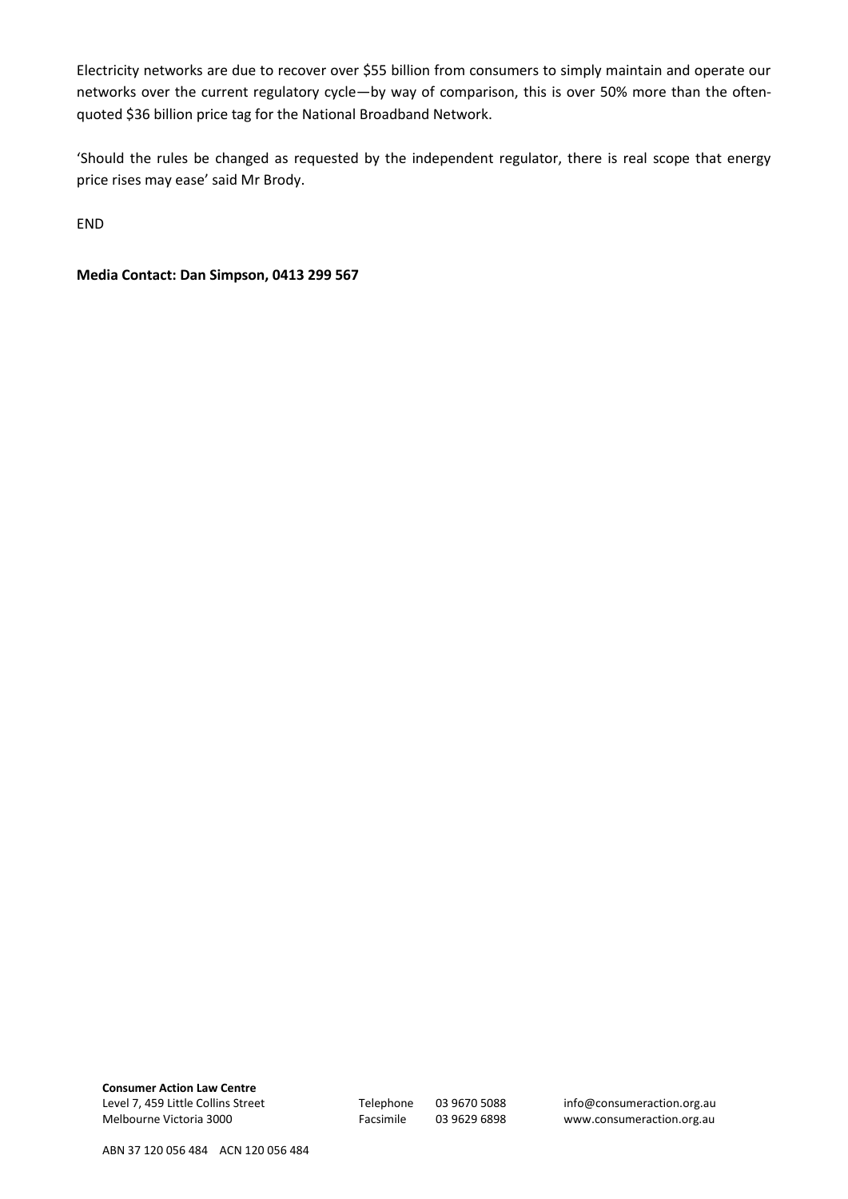Electricity networks are due to recover over $55 billion from consumers to simply maintain and operate our networks over the current regulatory cycle—by way of comparison, this is over 50% more than the often-quoted $36 billion price tag for the National Broadband Network.

'Should the rules be changed as requested by the independent regulator, there is real scope that energy price rises may ease' said Mr Brody.

END

**Media Contact: Dan Simpson, 0413 299 567**

**Consumer Action Law Centre**
Level 7, 459 Little Collins Street
Melbourne Victoria 3000

Telephone 03 9670 5088
Facsimile 03 9629 6898

info@consumeraction.org.au
www.consumeraction.org.au

ABN 37 120 056 484 ACN 120 056 484